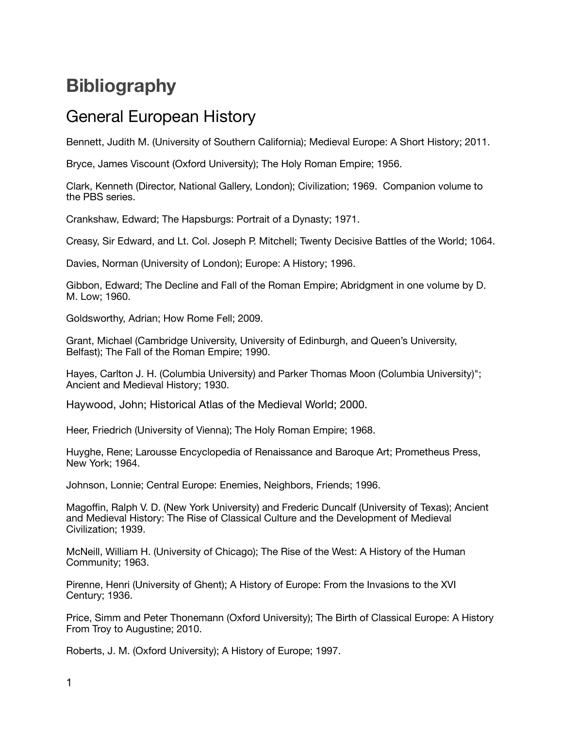# Bibliography

## General European History

Bennett, Judith M. (University of Southern California); Medieval Europe: A Short History; 2011.

Bryce, James Viscount (Oxford University); The Holy Roman Empire; 1956.

Clark, Kenneth (Director, National Gallery, London); Civilization; 1969. Companion volume to the PBS series.

Crankshaw, Edward; The Hapsburgs: Portrait of a Dynasty; 1971.

Creasy, Sir Edward, and Lt. Col. Joseph P. Mitchell; Twenty Decisive Battles of the World; 1064.

Davies, Norman (University of London); Europe: A History; 1996.

Gibbon, Edward; The Decline and Fall of the Roman Empire; Abridgment in one volume by D. M. Low; 1960.

Goldsworthy, Adrian; How Rome Fell; 2009.

Grant, Michael (Cambridge University, University of Edinburgh, and Queen's University, Belfast); The Fall of the Roman Empire; 1990.

Hayes, Carlton J. H. (Columbia University) and Parker Thomas Moon (Columbia University)"; Ancient and Medieval History; 1930.

Haywood, John; Historical Atlas of the Medieval World; 2000.

Heer, Friedrich (University of Vienna); The Holy Roman Empire; 1968.

Huyghe, Rene; Larousse Encyclopedia of Renaissance and Baroque Art; Prometheus Press, New York; 1964.

Johnson, Lonnie; Central Europe: Enemies, Neighbors, Friends; 1996.

Magoffin, Ralph V. D. (New York University) and Frederic Duncalf (University of Texas); Ancient and Medieval History: The Rise of Classical Culture and the Development of Medieval Civilization; 1939.

McNeill, William H. (University of Chicago); The Rise of the West: A History of the Human Community; 1963.

Pirenne, Henri (University of Ghent); A History of Europe: From the Invasions to the XVI Century; 1936.

Price, Simm and Peter Thonemann (Oxford University); The Birth of Classical Europe: A History From Troy to Augustine; 2010.

Roberts, J. M. (Oxford University); A History of Europe; 1997.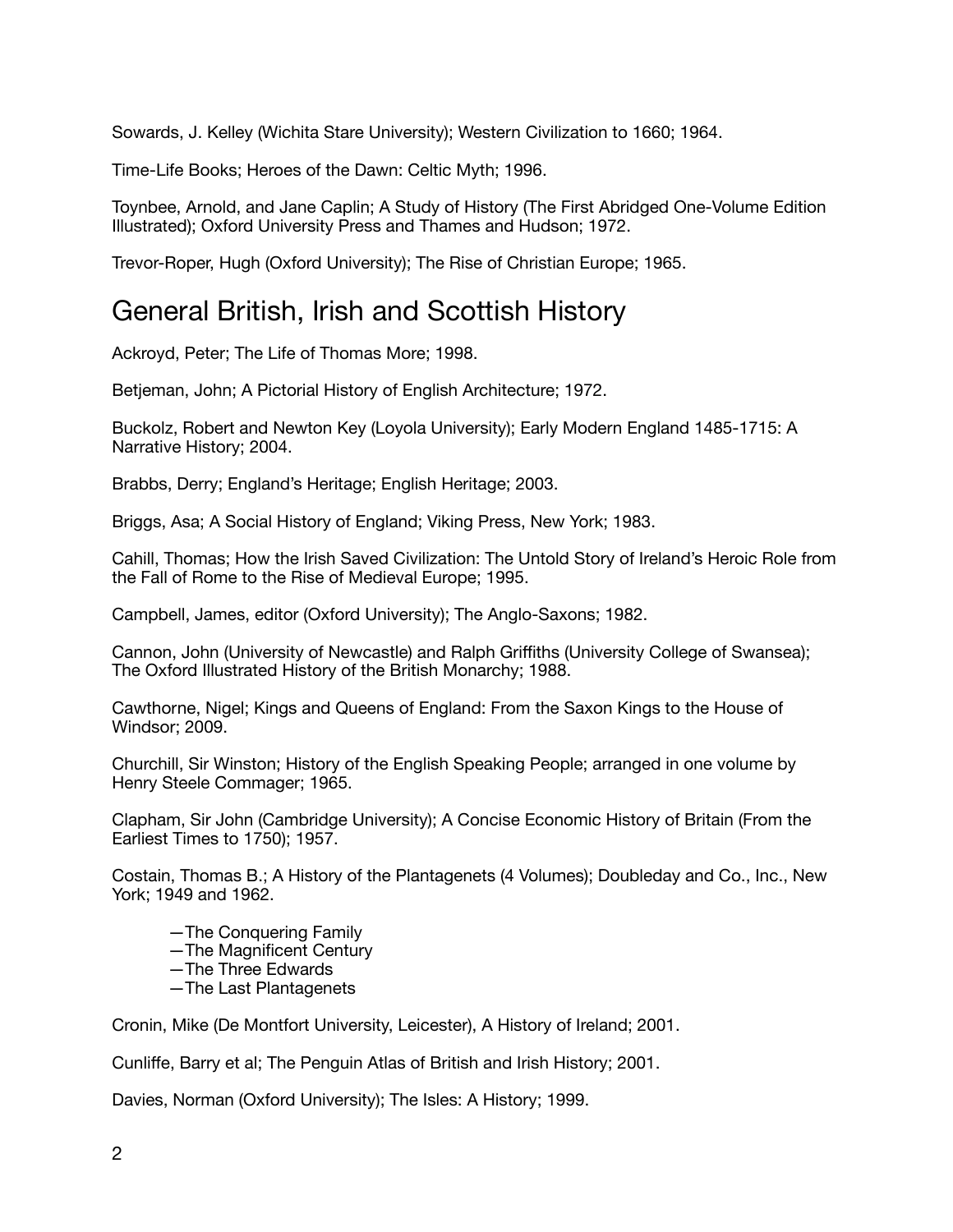Sowards, J. Kelley (Wichita Stare University); Western Civilization to 1660; 1964.

Time-Life Books; Heroes of the Dawn: Celtic Myth; 1996.

Toynbee, Arnold, and Jane Caplin; A Study of History (The First Abridged One-Volume Edition Illustrated); Oxford University Press and Thames and Hudson; 1972.

Trevor-Roper, Hugh (Oxford University); The Rise of Christian Europe; 1965.

# General British, Irish and Scottish History

Ackroyd, Peter; The Life of Thomas More; 1998.

Betjeman, John; A Pictorial History of English Architecture; 1972.

Buckolz, Robert and Newton Key (Loyola University); Early Modern England 1485-1715: A Narrative History; 2004.

Brabbs, Derry; England's Heritage; English Heritage; 2003.

Briggs, Asa; A Social History of England; Viking Press, New York; 1983.

Cahill, Thomas; How the Irish Saved Civilization: The Untold Story of Ireland's Heroic Role from the Fall of Rome to the Rise of Medieval Europe; 1995.

Campbell, James, editor (Oxford University); The Anglo-Saxons; 1982.

Cannon, John (University of Newcastle) and Ralph Griffiths (University College of Swansea); The Oxford Illustrated History of the British Monarchy; 1988.

Cawthorne, Nigel; Kings and Queens of England: From the Saxon Kings to the House of Windsor; 2009.

Churchill, Sir Winston; History of the English Speaking People; arranged in one volume by Henry Steele Commager; 1965.

Clapham, Sir John (Cambridge University); A Concise Economic History of Britain (From the Earliest Times to 1750); 1957.

Costain, Thomas B.; A History of the Plantagenets (4 Volumes); Doubleday and Co., Inc., New York; 1949 and 1962.

- —The Conquering Family
- —The Magnificent Century
- —The Three Edwards
- —The Last Plantagenets

Cronin, Mike (De Montfort University, Leicester), A History of Ireland; 2001.

Cunliffe, Barry et al; The Penguin Atlas of British and Irish History; 2001.

Davies, Norman (Oxford University); The Isles: A History; 1999.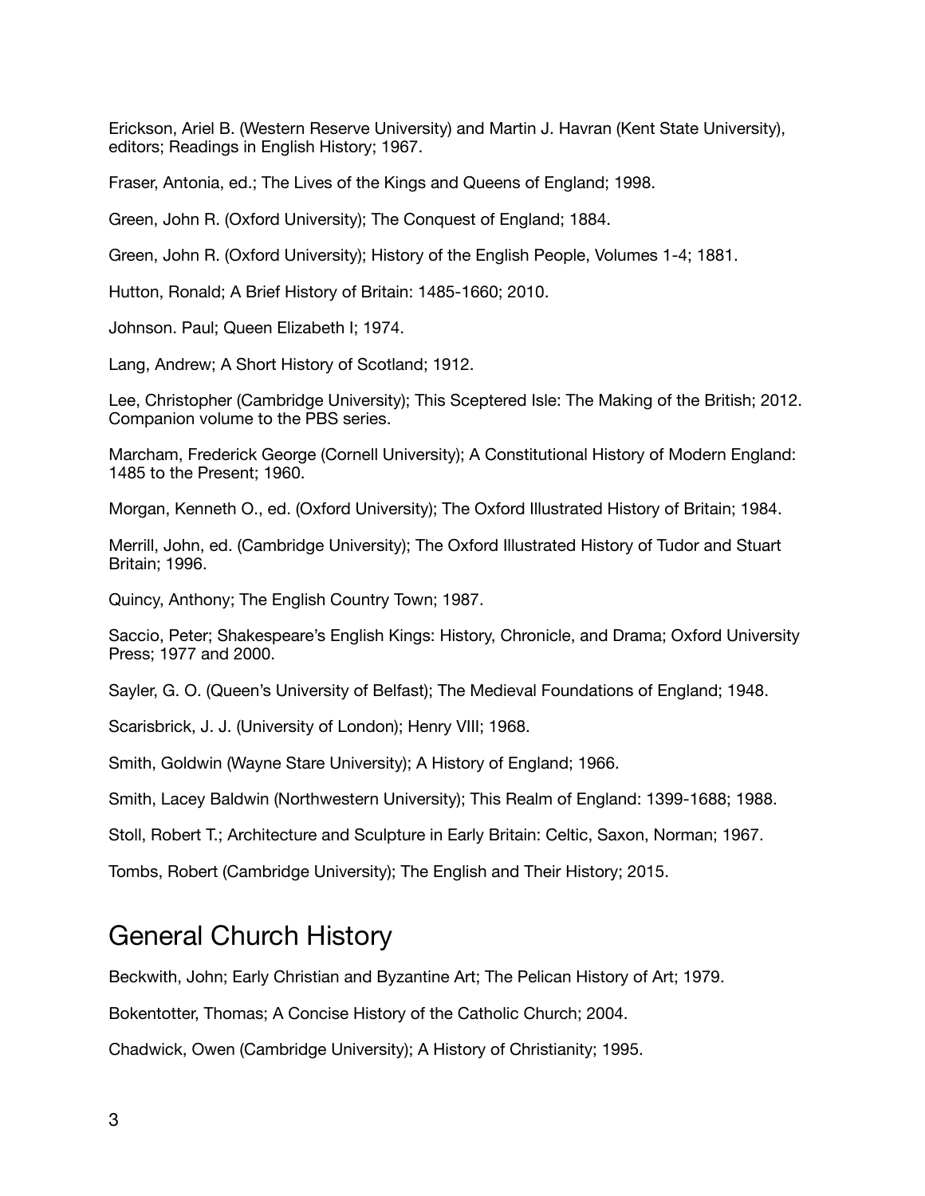Erickson, Ariel B. (Western Reserve University) and Martin J. Havran (Kent State University), editors; Readings in English History; 1967.

Fraser, Antonia, ed.; The Lives of the Kings and Queens of England; 1998.

Green, John R. (Oxford University); The Conquest of England; 1884.

Green, John R. (Oxford University); History of the English People, Volumes 1-4; 1881.

Hutton, Ronald; A Brief History of Britain: 1485-1660; 2010.

Johnson. Paul; Queen Elizabeth I; 1974.

Lang, Andrew; A Short History of Scotland; 1912.

Lee, Christopher (Cambridge University); This Sceptered Isle: The Making of the British; 2012. Companion volume to the PBS series.

Marcham, Frederick George (Cornell University); A Constitutional History of Modern England: 1485 to the Present; 1960.

Morgan, Kenneth O., ed. (Oxford University); The Oxford Illustrated History of Britain; 1984.

Merrill, John, ed. (Cambridge University); The Oxford Illustrated History of Tudor and Stuart Britain; 1996.

Quincy, Anthony; The English Country Town; 1987.

Saccio, Peter; Shakespeare's English Kings: History, Chronicle, and Drama; Oxford University Press; 1977 and 2000.

Sayler, G. O. (Queen's University of Belfast); The Medieval Foundations of England; 1948.

Scarisbrick, J. J. (University of London); Henry VIII; 1968.

Smith, Goldwin (Wayne Stare University); A History of England; 1966.

Smith, Lacey Baldwin (Northwestern University); This Realm of England: 1399-1688; 1988.

Stoll, Robert T.; Architecture and Sculpture in Early Britain: Celtic, Saxon, Norman; 1967.

Tombs, Robert (Cambridge University); The English and Their History; 2015.

## General Church History

Beckwith, John; Early Christian and Byzantine Art; The Pelican History of Art; 1979.

Bokentotter, Thomas; A Concise History of the Catholic Church; 2004.

Chadwick, Owen (Cambridge University); A History of Christianity; 1995.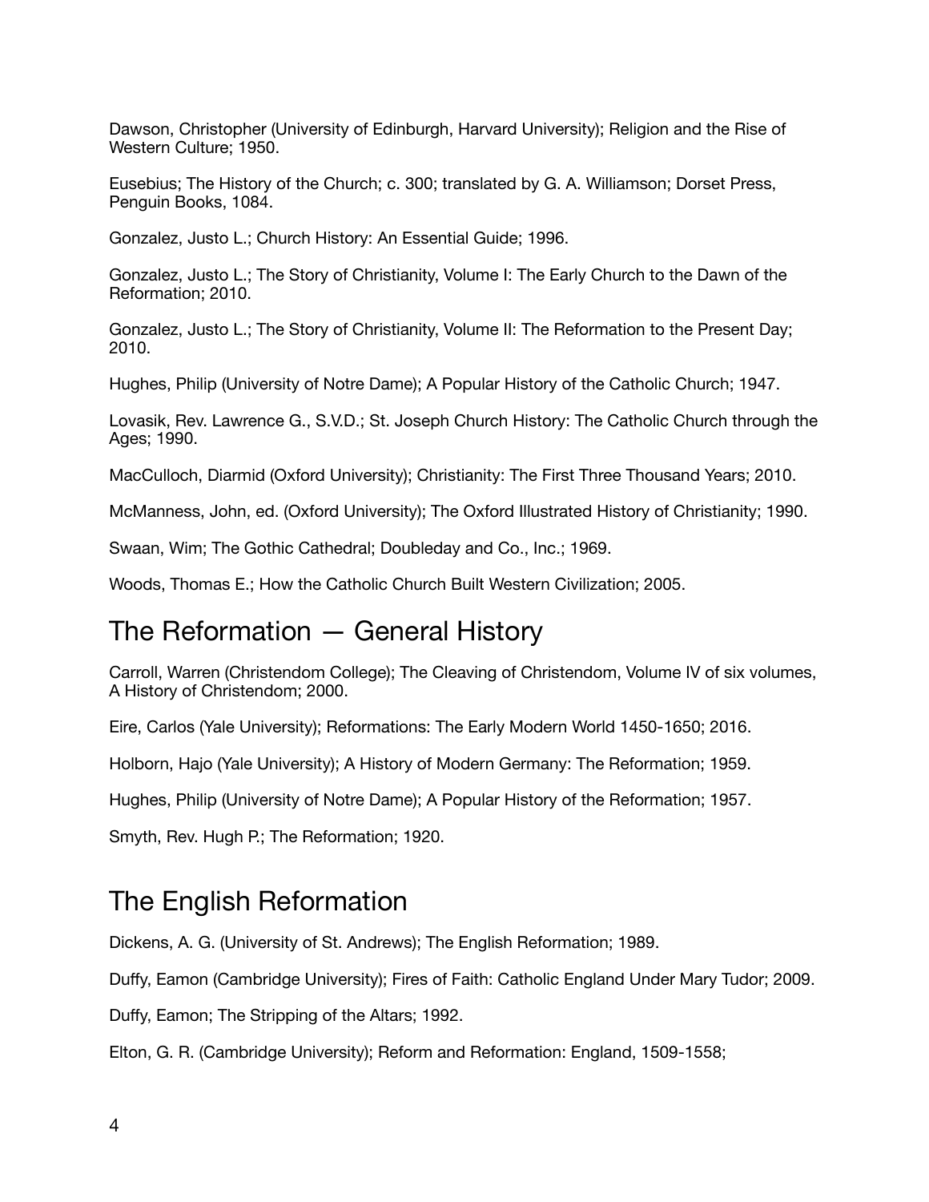Dawson, Christopher (University of Edinburgh, Harvard University); Religion and the Rise of Western Culture; 1950.

Eusebius; The History of the Church; c. 300; translated by G. A. Williamson; Dorset Press, Penguin Books, 1084.

Gonzalez, Justo L.; Church History: An Essential Guide; 1996.

Gonzalez, Justo L.; The Story of Christianity, Volume I: The Early Church to the Dawn of the Reformation; 2010.

Gonzalez, Justo L.; The Story of Christianity, Volume II: The Reformation to the Present Day; 2010.

Hughes, Philip (University of Notre Dame); A Popular History of the Catholic Church; 1947.

Lovasik, Rev. Lawrence G., S.V.D.; St. Joseph Church History: The Catholic Church through the Ages; 1990.

MacCulloch, Diarmid (Oxford University); Christianity: The First Three Thousand Years; 2010.

McManness, John, ed. (Oxford University); The Oxford Illustrated History of Christianity; 1990.

Swaan, Wim; The Gothic Cathedral; Doubleday and Co., Inc.; 1969.

Woods, Thomas E.; How the Catholic Church Built Western Civilization; 2005.

## The Reformation — General History

Carroll, Warren (Christendom College); The Cleaving of Christendom, Volume IV of six volumes, A History of Christendom; 2000.

Eire, Carlos (Yale University); Reformations: The Early Modern World 1450-1650; 2016.

Holborn, Hajo (Yale University); A History of Modern Germany: The Reformation; 1959.

Hughes, Philip (University of Notre Dame); A Popular History of the Reformation; 1957.

Smyth, Rev. Hugh P.; The Reformation; 1920.

## The English Reformation

Dickens, A. G. (University of St. Andrews); The English Reformation; 1989.

Duffy, Eamon (Cambridge University); Fires of Faith: Catholic England Under Mary Tudor; 2009.

Duffy, Eamon; The Stripping of the Altars; 1992.

Elton, G. R. (Cambridge University); Reform and Reformation: England, 1509-1558;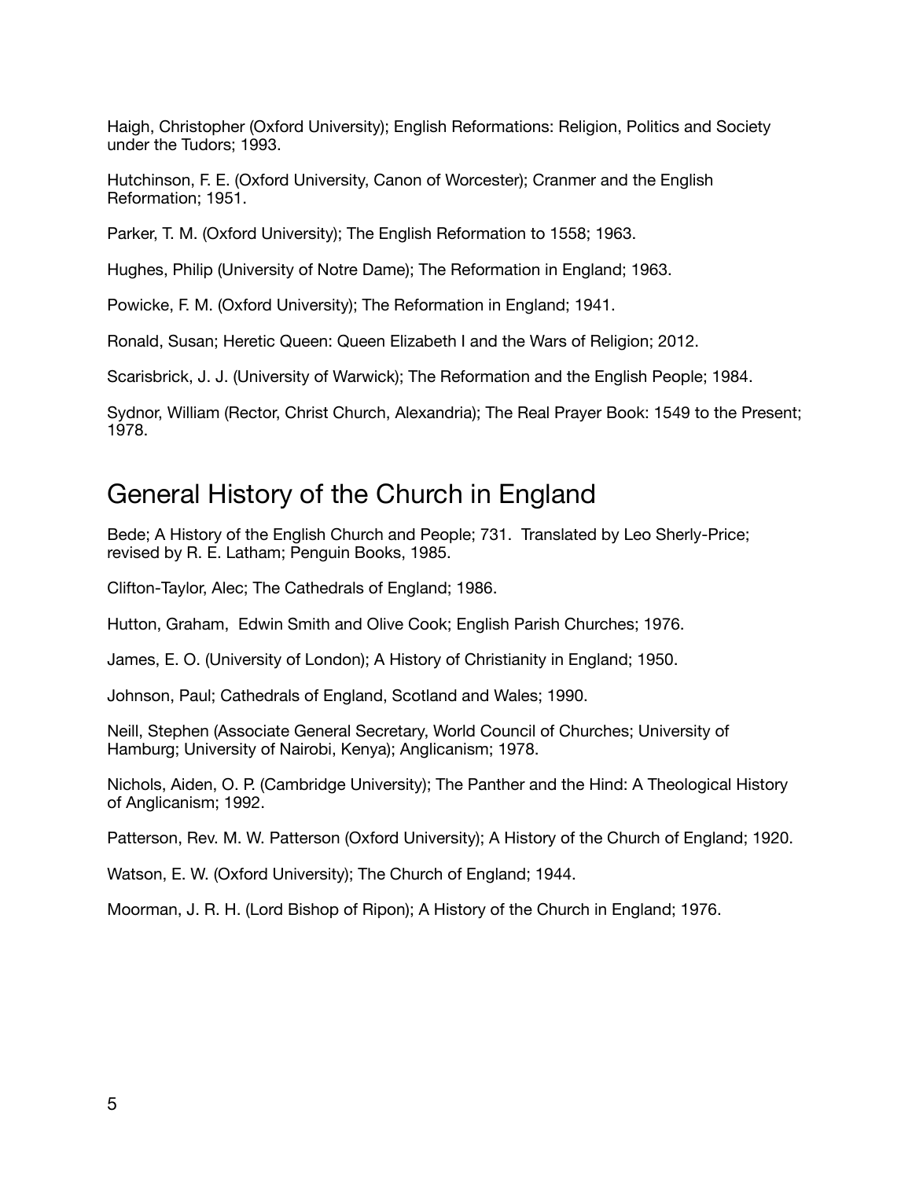Haigh, Christopher (Oxford University); English Reformations: Religion, Politics and Society under the Tudors; 1993.

Hutchinson, F. E. (Oxford University, Canon of Worcester); Cranmer and the English Reformation; 1951.

Parker, T. M. (Oxford University); The English Reformation to 1558; 1963.

Hughes, Philip (University of Notre Dame); The Reformation in England; 1963.

Powicke, F. M. (Oxford University); The Reformation in England; 1941.

Ronald, Susan; Heretic Queen: Queen Elizabeth I and the Wars of Religion; 2012.

Scarisbrick, J. J. (University of Warwick); The Reformation and the English People; 1984.

Sydnor, William (Rector, Christ Church, Alexandria); The Real Prayer Book: 1549 to the Present; 1978.

## General History of the Church in England

Bede; A History of the English Church and People; 731. Translated by Leo Sherly-Price; revised by R. E. Latham; Penguin Books, 1985.

Clifton-Taylor, Alec; The Cathedrals of England; 1986.

Hutton, Graham, Edwin Smith and Olive Cook; English Parish Churches; 1976.

James, E. O. (University of London); A History of Christianity in England; 1950.

Johnson, Paul; Cathedrals of England, Scotland and Wales; 1990.

Neill, Stephen (Associate General Secretary, World Council of Churches; University of Hamburg; University of Nairobi, Kenya); Anglicanism; 1978.

Nichols, Aiden, O. P. (Cambridge University); The Panther and the Hind: A Theological History of Anglicanism; 1992.

Patterson, Rev. M. W. Patterson (Oxford University); A History of the Church of England; 1920.

Watson, E. W. (Oxford University); The Church of England; 1944.

Moorman, J. R. H. (Lord Bishop of Ripon); A History of the Church in England; 1976.